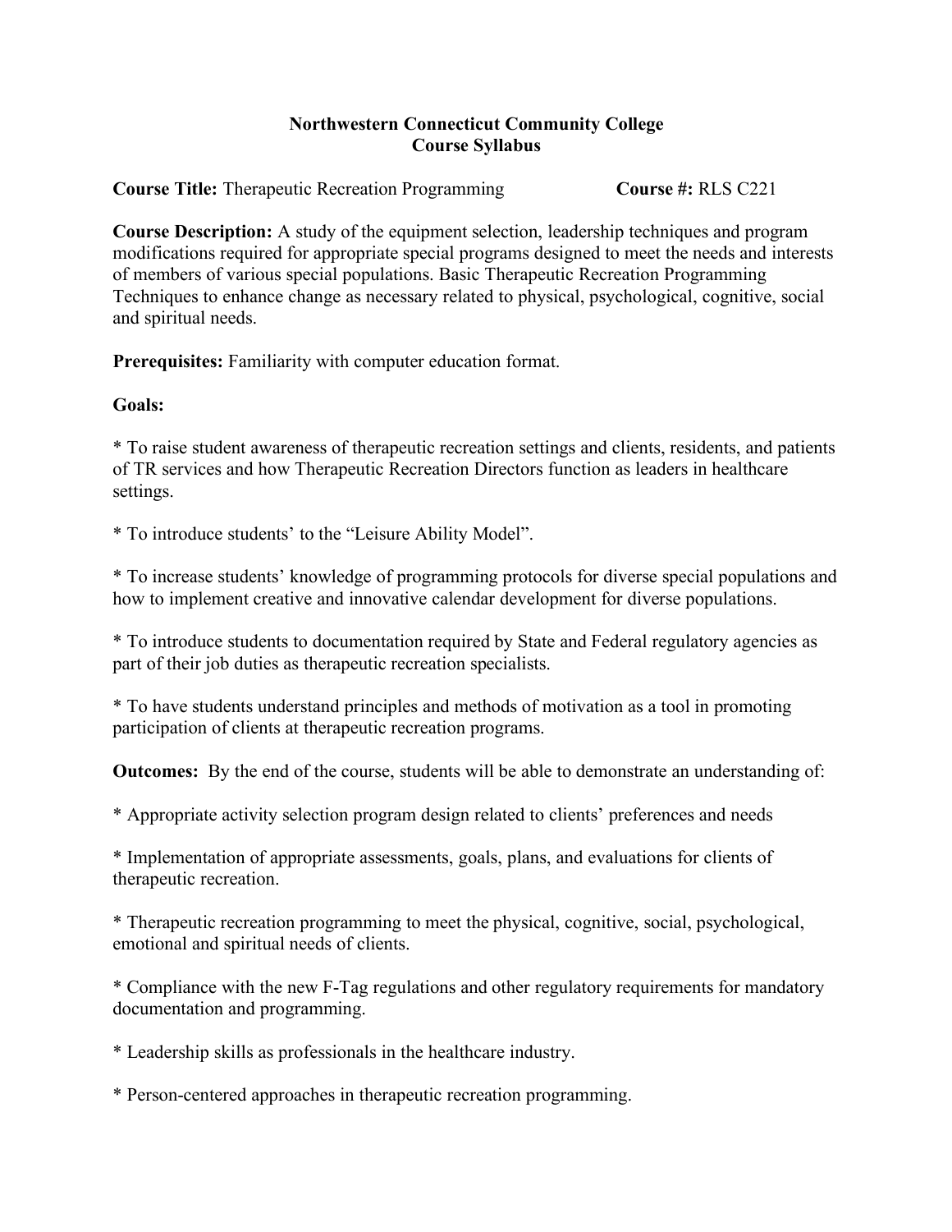# Northwestern Connecticut Community College
## Course Syllabus

**Course Title:** Therapeutic Recreation Programming **Course #:** RLS C221

**Course Description:** A study of the equipment selection, leadership techniques and program modifications required for appropriate special programs designed to meet the needs and interests of members of various special populations. Basic Therapeutic Recreation Programming Techniques to enhance change as necessary related to physical, psychological, cognitive, social and spiritual needs.

**Prerequisites:** Familiarity with computer education format.

**Goals:**

* To raise student awareness of therapeutic recreation settings and clients, residents, and patients of TR services and how Therapeutic Recreation Directors function as leaders in healthcare settings.

* To introduce students' to the "Leisure Ability Model".

* To increase students' knowledge of programming protocols for diverse special populations and how to implement creative and innovative calendar development for diverse populations.

* To introduce students to documentation required by State and Federal regulatory agencies as part of their job duties as therapeutic recreation specialists.

* To have students understand principles and methods of motivation as a tool in promoting participation of clients at therapeutic recreation programs.

**Outcomes:** By the end of the course, students will be able to demonstrate an understanding of:

* Appropriate activity selection program design related to clients' preferences and needs

* Implementation of appropriate assessments, goals, plans, and evaluations for clients of therapeutic recreation.

* Therapeutic recreation programming to meet the physical, cognitive, social, psychological, emotional and spiritual needs of clients.

* Compliance with the new F-Tag regulations and other regulatory requirements for mandatory documentation and programming.

* Leadership skills as professionals in the healthcare industry.

* Person-centered approaches in therapeutic recreation programming.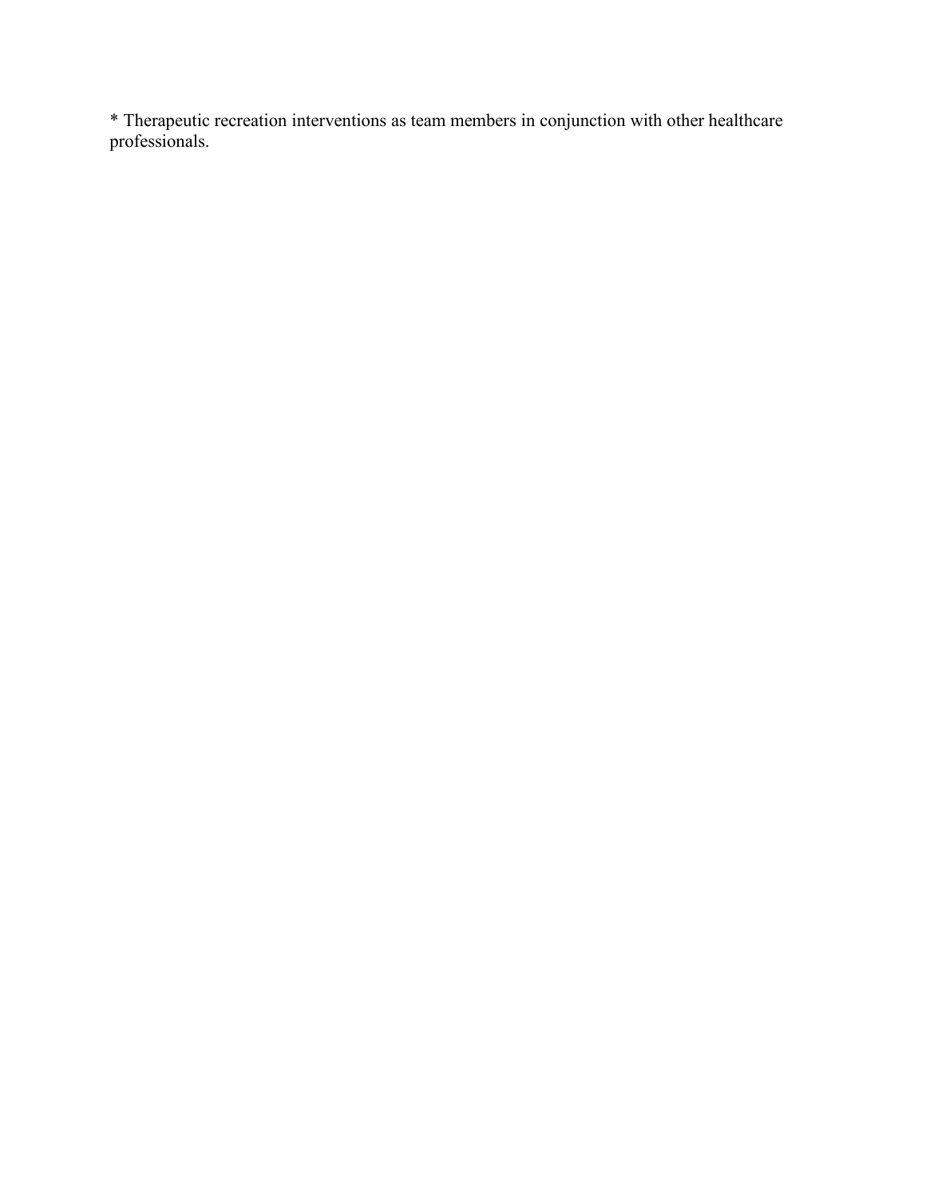* Therapeutic recreation interventions as team members in conjunction with other healthcare professionals.